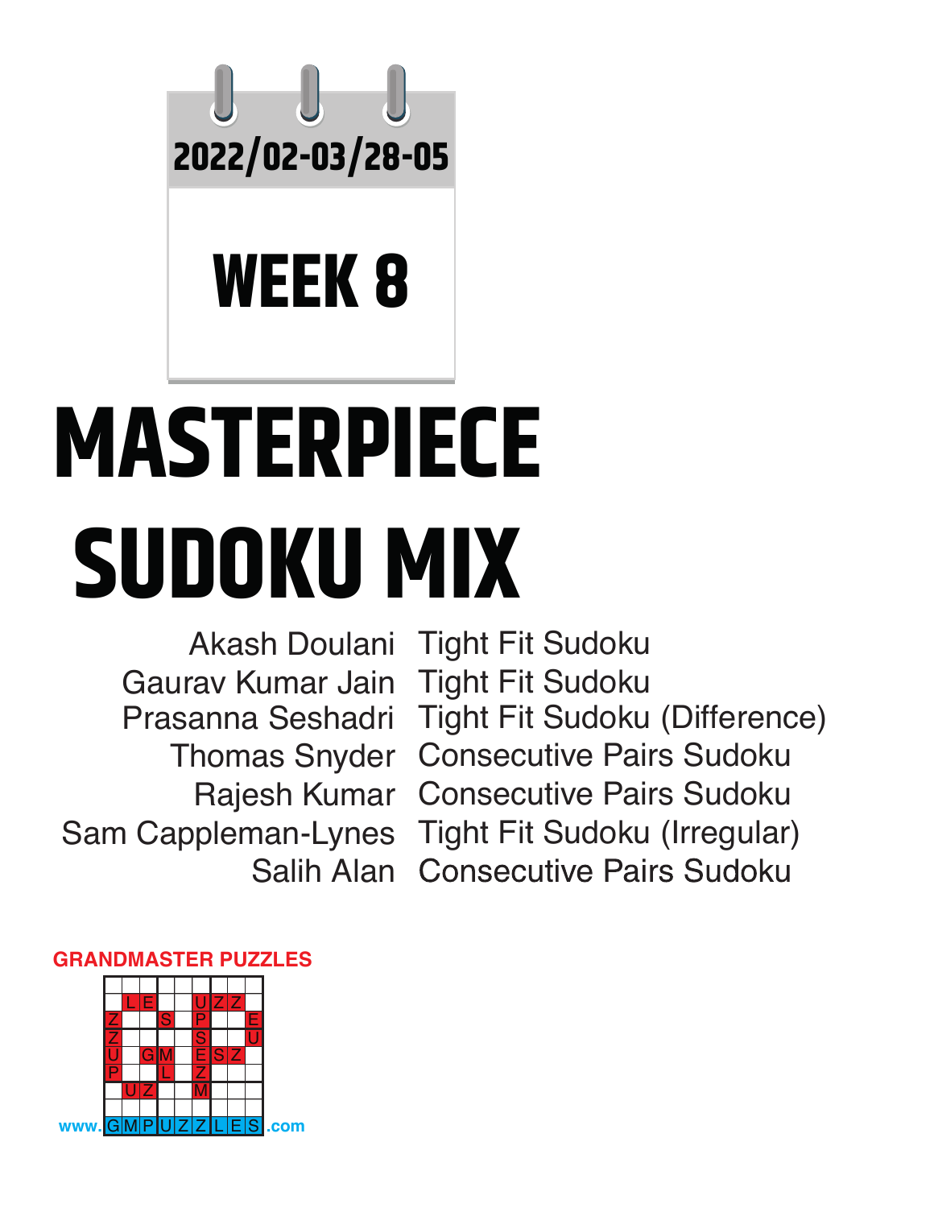2022/02-03/28-05

# WEEK 8

# MASTERPIECE SUDOKU MIX

| | |
|---|---|
| Akash Doulani | Tight Fit Sudoku |
| Gaurav Kumar Jain | Tight Fit Sudoku |
| Prasanna Seshadri | Tight Fit Sudoku (Difference) |
| Thomas Snyder | Consecutive Pairs Sudoku |
| Rajesh Kumar | Consecutive Pairs Sudoku |
| Sam Cappleman-Lynes | Tight Fit Sudoku (Irregular) |
| Salih Alan | Consecutive Pairs Sudoku |

GRANDMASTER PUZZLES

www.GMPUZZLES.com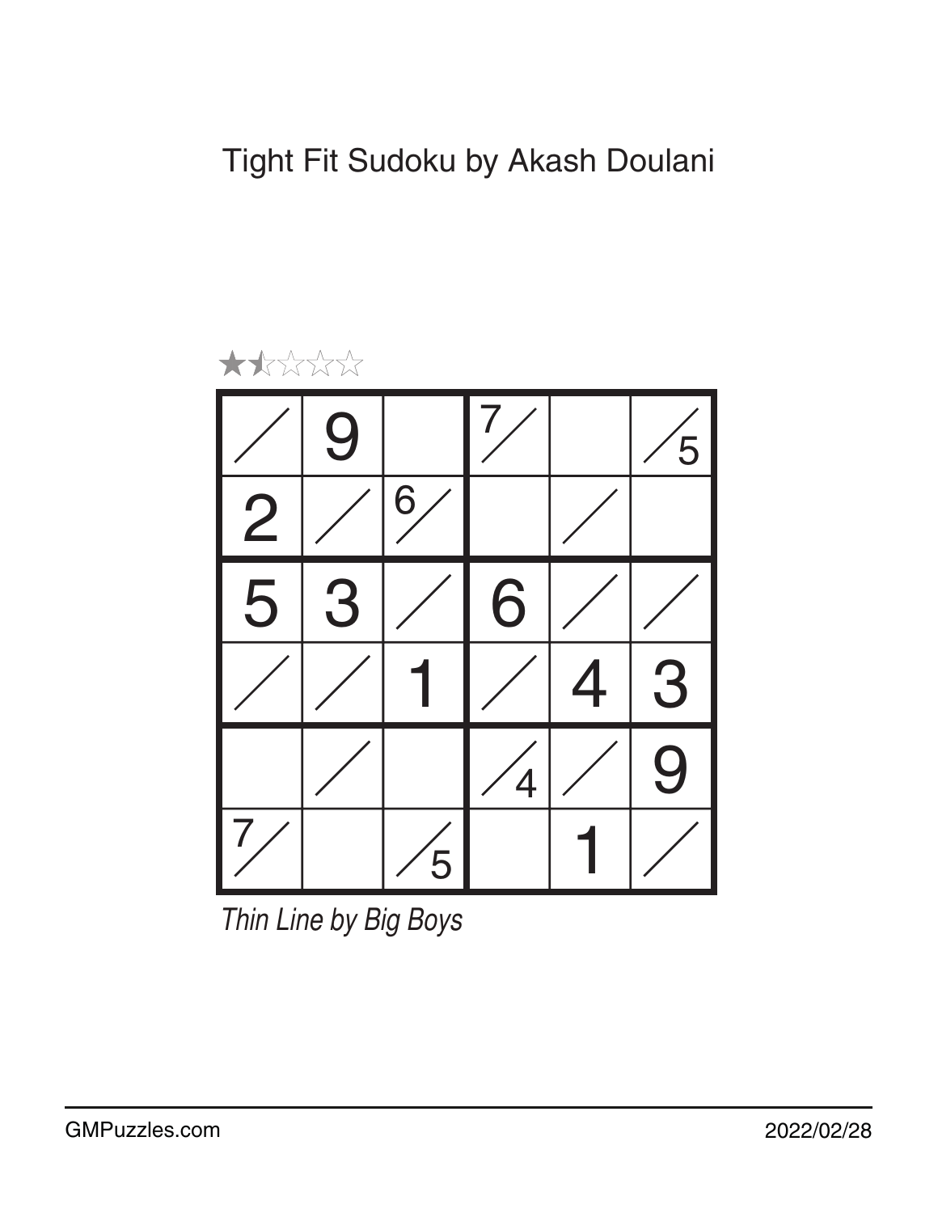# Tight Fit Sudoku by Akash Doulani

★½☆☆☆

| | | | | | |
|---|---|---|---|---|---|
| / | 9 | | 7/ | | /5 |
| 2 | / | 6/ | | / | |
| 5 | 3 | / | 6 | / | / |
| / | / | 1 | / | 4 | 3 |
| | / | | /4 | / | 9 |
| 7/ | | /5 | | 1 | / |

*Thin Line by Big Boys*

GMPuzzles.com 2022/02/28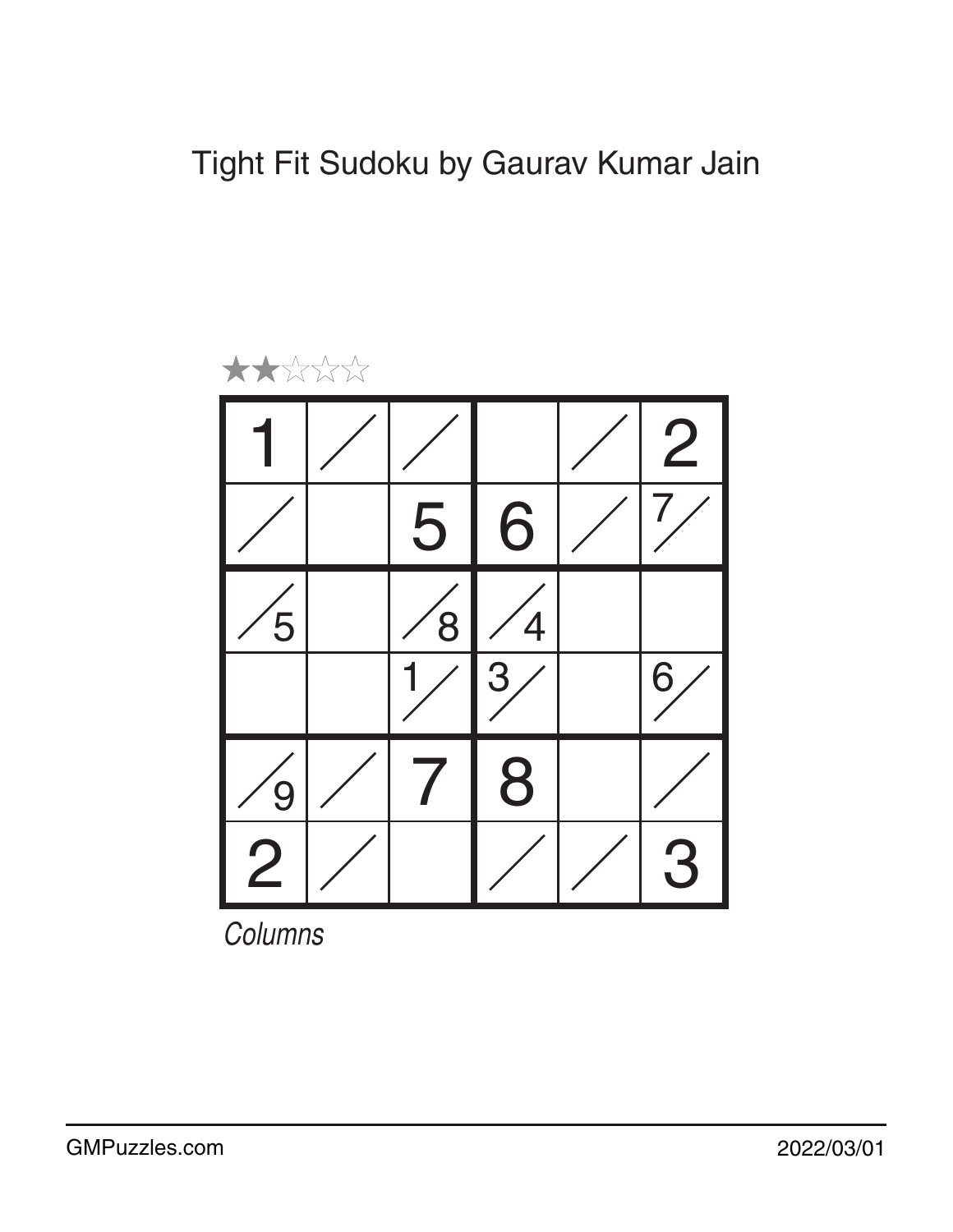# Tight Fit Sudoku by Gaurav Kumar Jain

★★☆☆☆

| | | | | | |
|---|---|---|---|---|---|
| 1 | ⁄ | ⁄ | | ⁄ | 2 |
| ⁄ | | 5 | 6 | ⁄ | 7⁄ |
| ⁄5 | | ⁄8 | ⁄4 | | |
| | | 1⁄ | 3⁄ | | 6⁄ |
| ⁄9 | ⁄ | 7 | 8 | | ⁄ |
| 2 | ⁄ | | ⁄ | ⁄ | 3 |

*Columns*

GMPuzzles.com 2022/03/01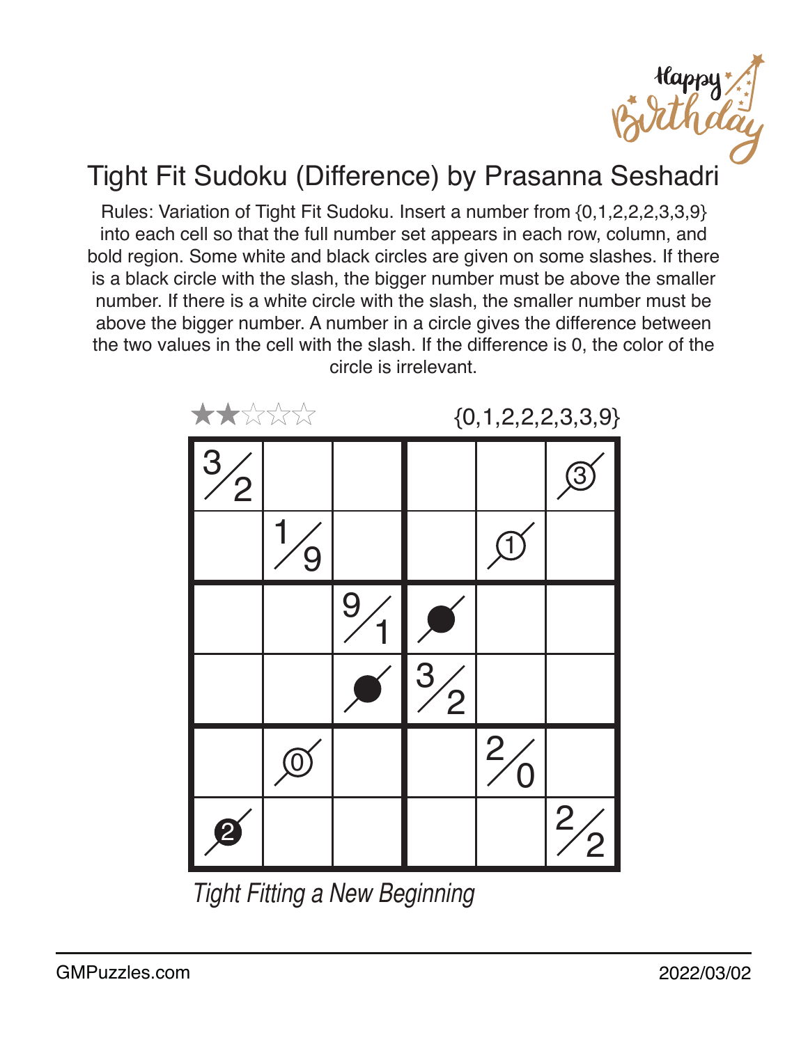# Tight Fit Sudoku (Difference) by Prasanna Seshadri

Rules: Variation of Tight Fit Sudoku. Insert a number from {0,1,2,2,2,3,3,9} into each cell so that the full number set appears in each row, column, and bold region. Some white and black circles are given on some slashes. If there is a black circle with the slash, the bigger number must be above the smaller number. If there is a white circle with the slash, the smaller number must be above the bigger number. A number in a circle gives the difference between the two values in the cell with the slash. If the difference is 0, the color of the circle is irrelevant.

★★☆☆☆ {0,1,2,2,2,3,3,9}

| | | | | | |
|---|---|---|---|---|---|
| 3/2 | | | | | ③ (white) |
| | 1/9 | | | ① (white) | |
| | | 9/1 | ● (black) | | |
| | | ● (black) | 3/2 | | |
| | ⓪ (white) | | | 2/0 | |
| ❷ (black) | | | | | 2/2 |

*Tight Fitting a New Beginning*

GMPuzzles.com 2022/03/02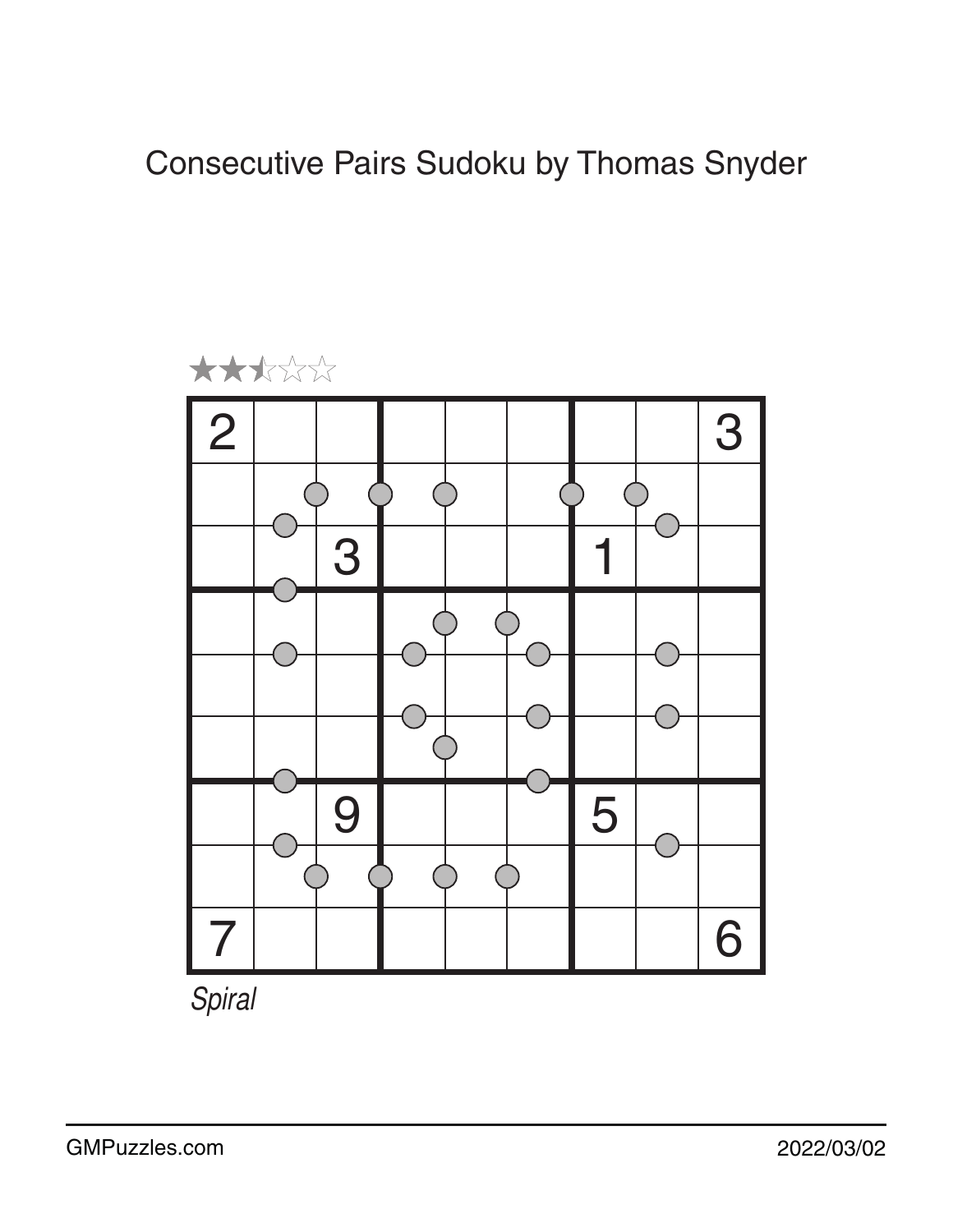# Consecutive Pairs Sudoku by Thomas Snyder

★★½☆☆

| | | | | | | | | |
|---|---|---|---|---|---|---|---|---|
| 2 | | | | | | | | 3 |
| | | | | | | | | |
| | | 3 | | | | 1 | | |
| | | | | | | | | |
| | | | | | | | | |
| | | | | | | | | |
| | | 9 | | | | 5 | | |
| | | | | | | | | |
| 7 | | | | | | | | 6 |

*Spiral*

GMPuzzles.com

2022/03/02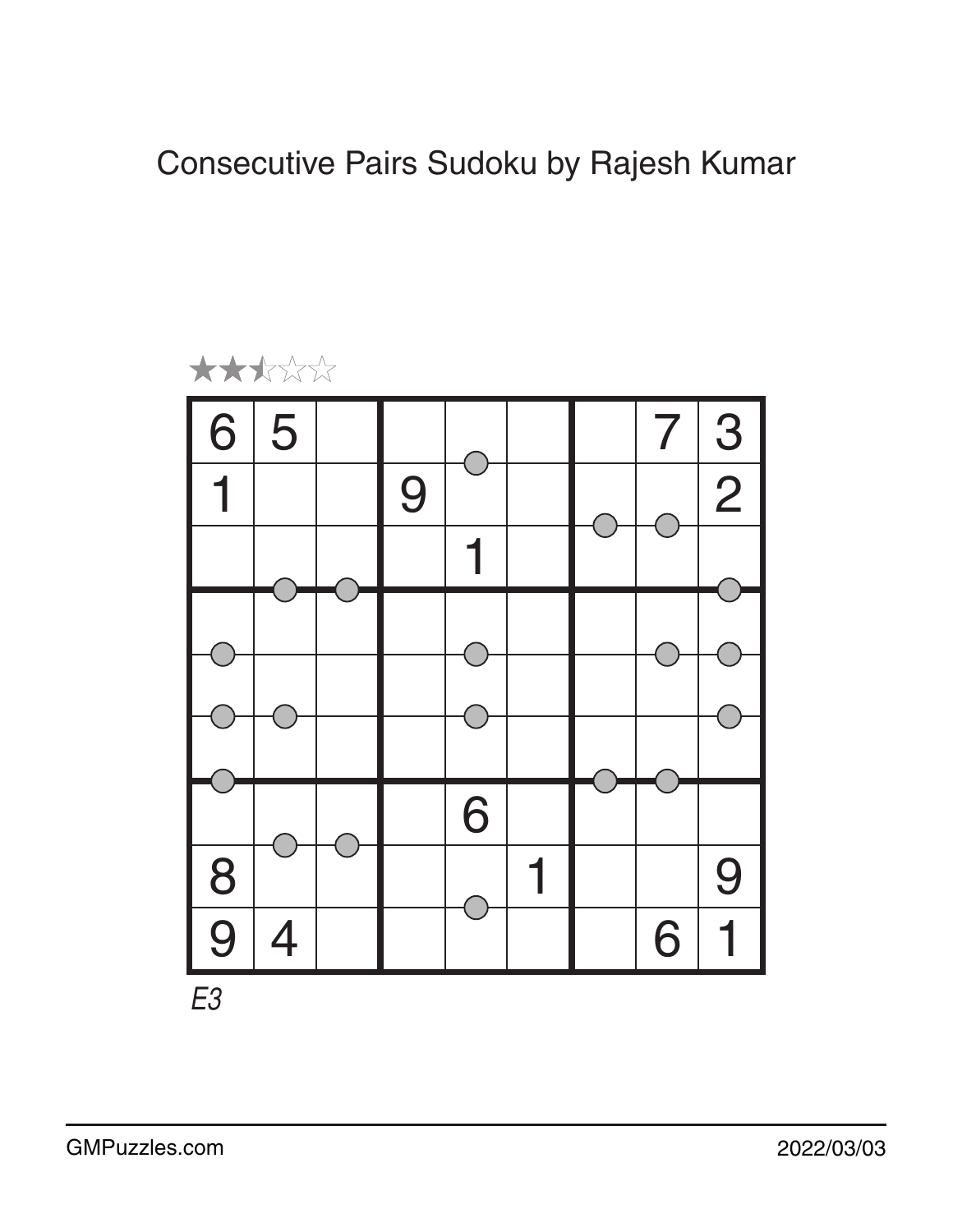# Consecutive Pairs Sudoku by Rajesh Kumar

★★½☆☆

| | | | | | | | | |
|---|---|---|---|---|---|---|---|---|
| 6 | 5 | | | | | | 7 | 3 |
| 1 | | | 9 | | | | | 2 |
| | | | | 1 | | | | |
| | | | | | | | | |
| | | | | | | | | |
| | | | | | | | | |
| | | | | 6 | | | | |
| 8 | | | | | 1 | | | 9 |
| 9 | 4 | | | | | | 6 | 1 |

E3

GMPuzzles.com 2022/03/03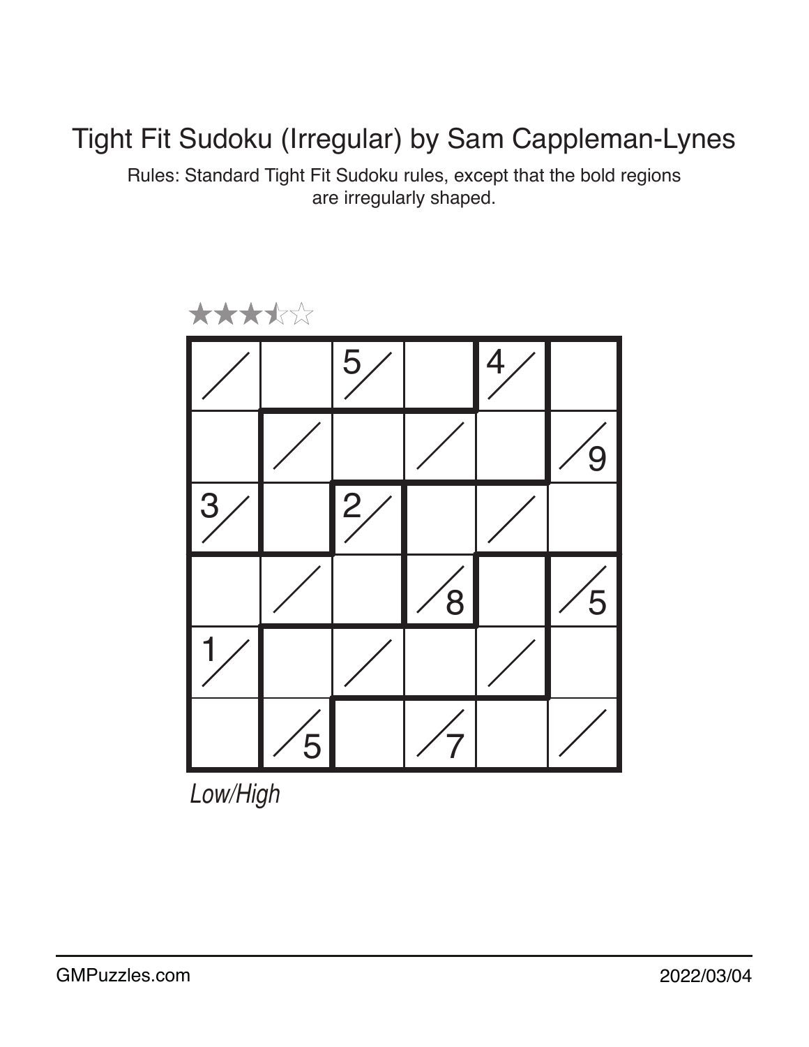# Tight Fit Sudoku (Irregular) by Sam Cappleman-Lynes

Rules: Standard Tight Fit Sudoku rules, except that the bold regions are irregularly shaped.

★★★½☆

| | | | | | |
|---|---|---|---|---|---|
| / | | 5/ | | 4/ | |
| | / | | / | | /9 |
| 3/ | | 2/ | | / | |
| | / | | /8 | | /5 |
| 1/ | | / | | / | |
| | /5 | | /7 | | / |

*Low/High*

GMPuzzles.com 2022/03/04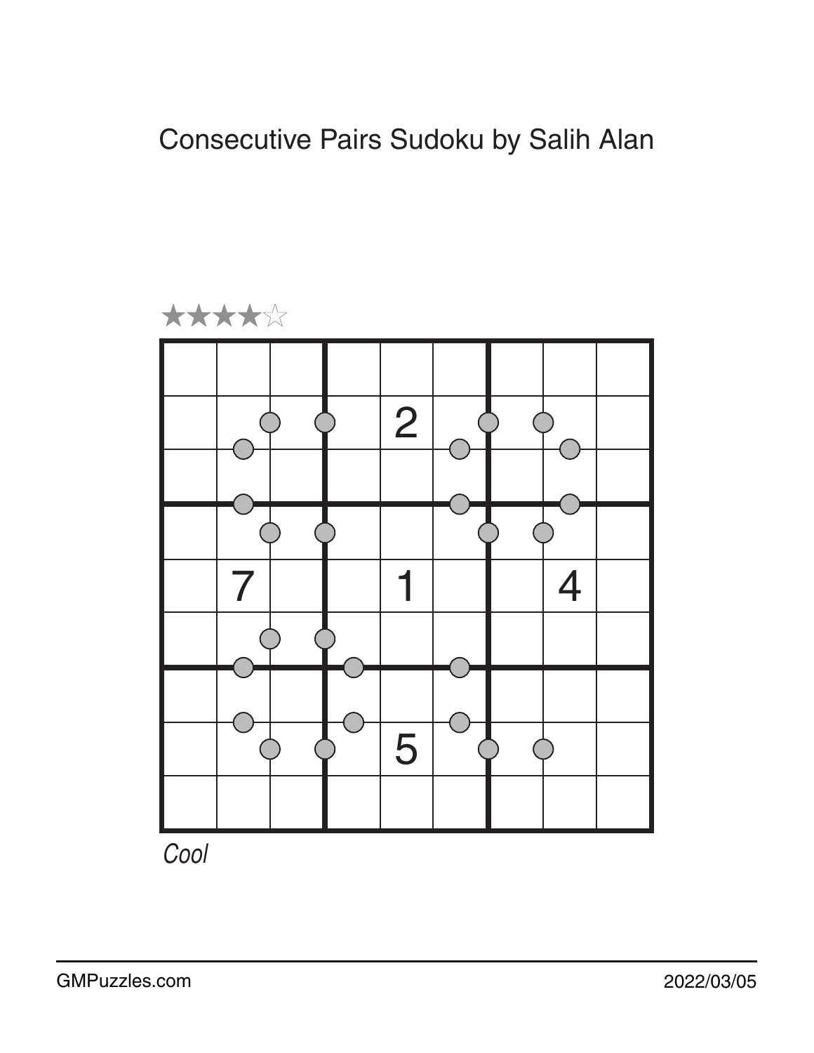# Consecutive Pairs Sudoku by Salih Alan

★★★★☆

| | | | | | | | | |
|---|---|---|---|---|---|---|---|---|
| | | | | | | | | |
| | | | | 2 | | | | |
| | | | | | | | | |
| | | | | | | | | |
| | 7 | | | 1 | | | 4 | |
| | | | | | | | | |
| | | | | | | | | |
| | | | | 5 | | | | |
| | | | | | | | | |

*Cool*